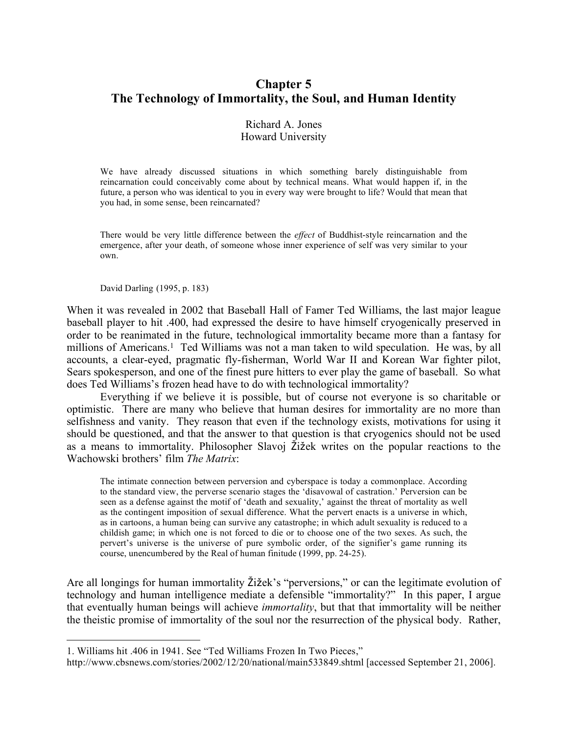# Chapter 5
# The Technology of Immortality, the Soul, and Human Identity

Richard A. Jones
Howard University

> We have already discussed situations in which something barely distinguishable from reincarnation could conceivably come about by technical means. What would happen if, in the future, a person who was identical to you in every way were brought to life? Would that mean that you had, in some sense, been reincarnated?
>
> There would be very little difference between the *effect* of Buddhist-style reincarnation and the emergence, after your death, of someone whose inner experience of self was very similar to your own.
>
> David Darling (1995, p. 183)

When it was revealed in 2002 that Baseball Hall of Famer Ted Williams, the last major league baseball player to hit .400, had expressed the desire to have himself cryogenically preserved in order to be reanimated in the future, technological immortality became more than a fantasy for millions of Americans.[1] Ted Williams was not a man taken to wild speculation. He was, by all accounts, a clear-eyed, pragmatic fly-fisherman, World War II and Korean War fighter pilot, Sears spokesperson, and one of the finest pure hitters to ever play the game of baseball. So what does Ted Williams's frozen head have to do with technological immortality?

Everything if we believe it is possible, but of course not everyone is so charitable or optimistic. There are many who believe that human desires for immortality are no more than selfishness and vanity. They reason that even if the technology exists, motivations for using it should be questioned, and that the answer to that question is that cryogenics should not be used as a means to immortality. Philosopher Slavoj Žižek writes on the popular reactions to the Wachowski brothers' film *The Matrix*:

> The intimate connection between perversion and cyberspace is today a commonplace. According to the standard view, the perverse scenario stages the 'disavowal of castration.' Perversion can be seen as a defense against the motif of 'death and sexuality,' against the threat of mortality as well as the contingent imposition of sexual difference. What the pervert enacts is a universe in which, as in cartoons, a human being can survive any catastrophe; in which adult sexuality is reduced to a childish game; in which one is not forced to die or to choose one of the two sexes. As such, the pervert's universe is the universe of pure symbolic order, of the signifier's game running its course, unencumbered by the Real of human finitude (1999, pp. 24-25).

Are all longings for human immortality Žižek's "perversions," or can the legitimate evolution of technology and human intelligence mediate a defensible "immortality?" In this paper, I argue that eventually human beings will achieve *immortality*, but that that immortality will be neither the theistic promise of immortality of the soul nor the resurrection of the physical body. Rather,

---

1. Williams hit .406 in 1941. See "Ted Williams Frozen In Two Pieces," http://www.cbsnews.com/stories/2002/12/20/national/main533849.shtml [accessed September 21, 2006].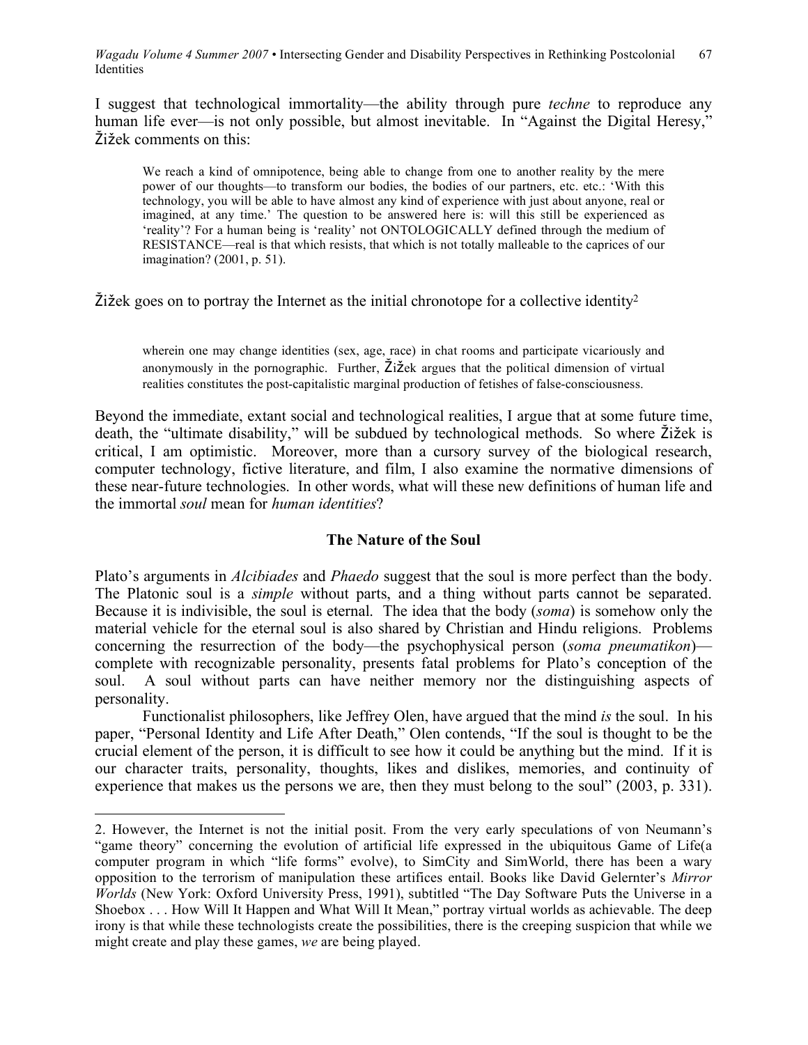I suggest that technological immortality—the ability through pure *techne* to reproduce any human life ever—is not only possible, but almost inevitable. In "Against the Digital Heresy," Žižek comments on this:

> We reach a kind of omnipotence, being able to change from one to another reality by the mere power of our thoughts—to transform our bodies, the bodies of our partners, etc. etc.: 'With this technology, you will be able to have almost any kind of experience with just about anyone, real or imagined, at any time.' The question to be answered here is: will this still be experienced as 'reality'? For a human being is 'reality' not ONTOLOGICALLY defined through the medium of RESISTANCE—real is that which resists, that which is not totally malleable to the caprices of our imagination? (2001, p. 51).

Žižek goes on to portray the Internet as the initial chronotope for a collective identity[2]

> wherein one may change identities (sex, age, race) in chat rooms and participate vicariously and anonymously in the pornographic. Further, Žižek argues that the political dimension of virtual realities constitutes the post-capitalistic marginal production of fetishes of false-consciousness.

Beyond the immediate, extant social and technological realities, I argue that at some future time, death, the "ultimate disability," will be subdued by technological methods. So where Žižek is critical, I am optimistic. Moreover, more than a cursory survey of the biological research, computer technology, fictive literature, and film, I also examine the normative dimensions of these near-future technologies. In other words, what will these new definitions of human life and the immortal *soul* mean for *human identities*?

## The Nature of the Soul

Plato's arguments in *Alcibiades* and *Phaedo* suggest that the soul is more perfect than the body. The Platonic soul is a *simple* without parts, and a thing without parts cannot be separated. Because it is indivisible, the soul is eternal. The idea that the body (*soma*) is somehow only the material vehicle for the eternal soul is also shared by Christian and Hindu religions. Problems concerning the resurrection of the body—the psychophysical person (*soma pneumatikon*)—complete with recognizable personality, presents fatal problems for Plato's conception of the soul. A soul without parts can have neither memory nor the distinguishing aspects of personality.

Functionalist philosophers, like Jeffrey Olen, have argued that the mind *is* the soul. In his paper, "Personal Identity and Life After Death," Olen contends, "If the soul is thought to be the crucial element of the person, it is difficult to see how it could be anything but the mind. If it is our character traits, personality, thoughts, likes and dislikes, memories, and continuity of experience that makes us the persons we are, then they must belong to the soul" (2003, p. 331).

---

2. However, the Internet is not the initial posit. From the very early speculations of von Neumann's "game theory" concerning the evolution of artificial life expressed in the ubiquitous Game of Life(a computer program in which "life forms" evolve), to SimCity and SimWorld, there has been a wary opposition to the terrorism of manipulation these artifices entail. Books like David Gelernter's *Mirror Worlds* (New York: Oxford University Press, 1991), subtitled "The Day Software Puts the Universe in a Shoebox . . . How Will It Happen and What Will It Mean," portray virtual worlds as achievable. The deep irony is that while these technologists create the possibilities, there is the creeping suspicion that while we might create and play these games, *we* are being played.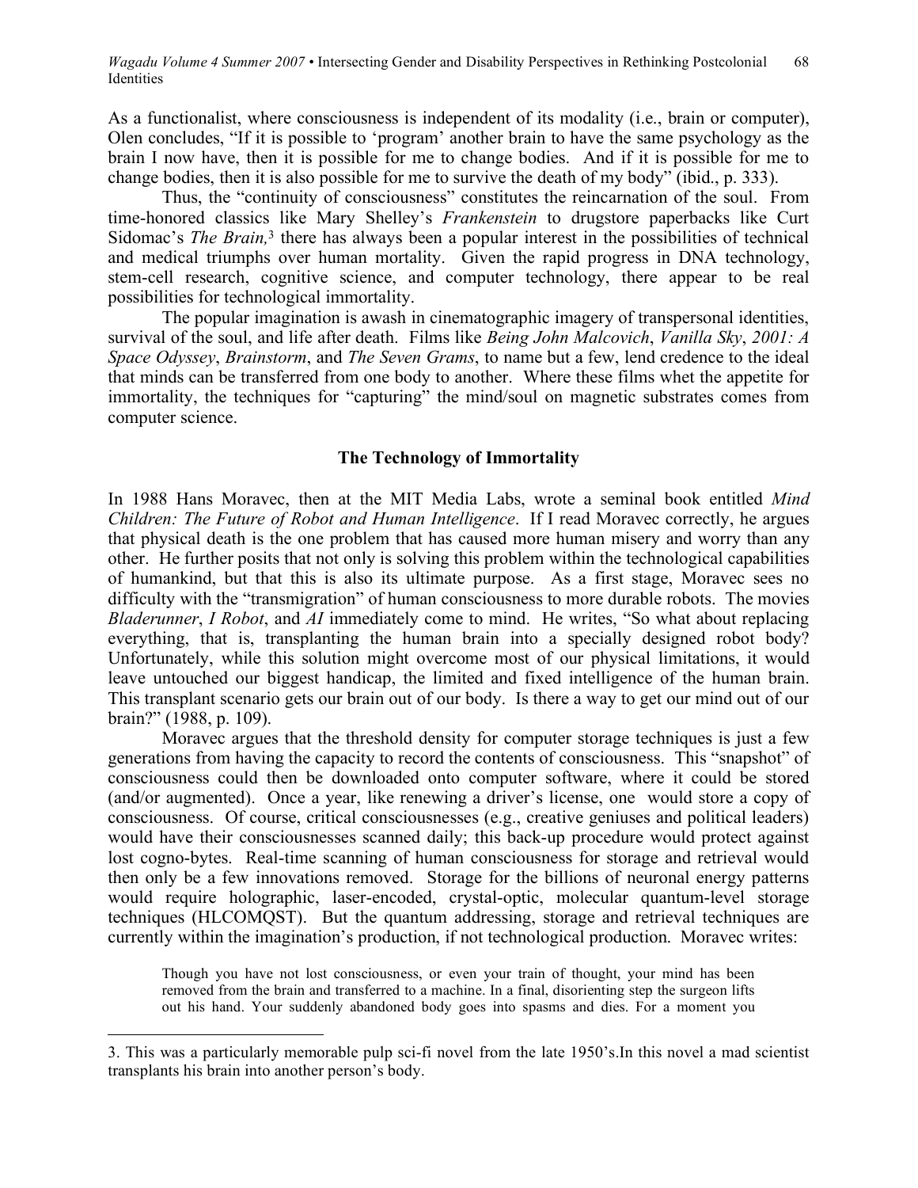As a functionalist, where consciousness is independent of its modality (i.e., brain or computer), Olen concludes, "If it is possible to 'program' another brain to have the same psychology as the brain I now have, then it is possible for me to change bodies. And if it is possible for me to change bodies, then it is also possible for me to survive the death of my body" (ibid., p. 333).

Thus, the "continuity of consciousness" constitutes the reincarnation of the soul. From time-honored classics like Mary Shelley's *Frankenstein* to drugstore paperbacks like Curt Sidomac's *The Brain,*[3] there has always been a popular interest in the possibilities of technical and medical triumphs over human mortality. Given the rapid progress in DNA technology, stem-cell research, cognitive science, and computer technology, there appear to be real possibilities for technological immortality.

The popular imagination is awash in cinematographic imagery of transpersonal identities, survival of the soul, and life after death. Films like *Being John Malcovich*, *Vanilla Sky*, *2001: A Space Odyssey*, *Brainstorm*, and *The Seven Grams*, to name but a few, lend credence to the ideal that minds can be transferred from one body to another. Where these films whet the appetite for immortality, the techniques for "capturing" the mind/soul on magnetic substrates comes from computer science.

## The Technology of Immortality

In 1988 Hans Moravec, then at the MIT Media Labs, wrote a seminal book entitled *Mind Children: The Future of Robot and Human Intelligence*. If I read Moravec correctly, he argues that physical death is the one problem that has caused more human misery and worry than any other. He further posits that not only is solving this problem within the technological capabilities of humankind, but that this is also its ultimate purpose. As a first stage, Moravec sees no difficulty with the "transmigration" of human consciousness to more durable robots. The movies *Bladerunner*, *I Robot*, and *AI* immediately come to mind. He writes, "So what about replacing everything, that is, transplanting the human brain into a specially designed robot body? Unfortunately, while this solution might overcome most of our physical limitations, it would leave untouched our biggest handicap, the limited and fixed intelligence of the human brain. This transplant scenario gets our brain out of our body. Is there a way to get our mind out of our brain?" (1988, p. 109).

Moravec argues that the threshold density for computer storage techniques is just a few generations from having the capacity to record the contents of consciousness. This "snapshot" of consciousness could then be downloaded onto computer software, where it could be stored (and/or augmented). Once a year, like renewing a driver's license, one would store a copy of consciousness. Of course, critical consciousnesses (e.g., creative geniuses and political leaders) would have their consciousnesses scanned daily; this back-up procedure would protect against lost cogno-bytes. Real-time scanning of human consciousness for storage and retrieval would then only be a few innovations removed. Storage for the billions of neuronal energy patterns would require holographic, laser-encoded, crystal-optic, molecular quantum-level storage techniques (HLCOMQST). But the quantum addressing, storage and retrieval techniques are currently within the imagination's production, if not technological production. Moravec writes:

> Though you have not lost consciousness, or even your train of thought, your mind has been removed from the brain and transferred to a machine. In a final, disorienting step the surgeon lifts out his hand. Your suddenly abandoned body goes into spasms and dies. For a moment you

---

3. This was a particularly memorable pulp sci-fi novel from the late 1950's.In this novel a mad scientist transplants his brain into another person's body.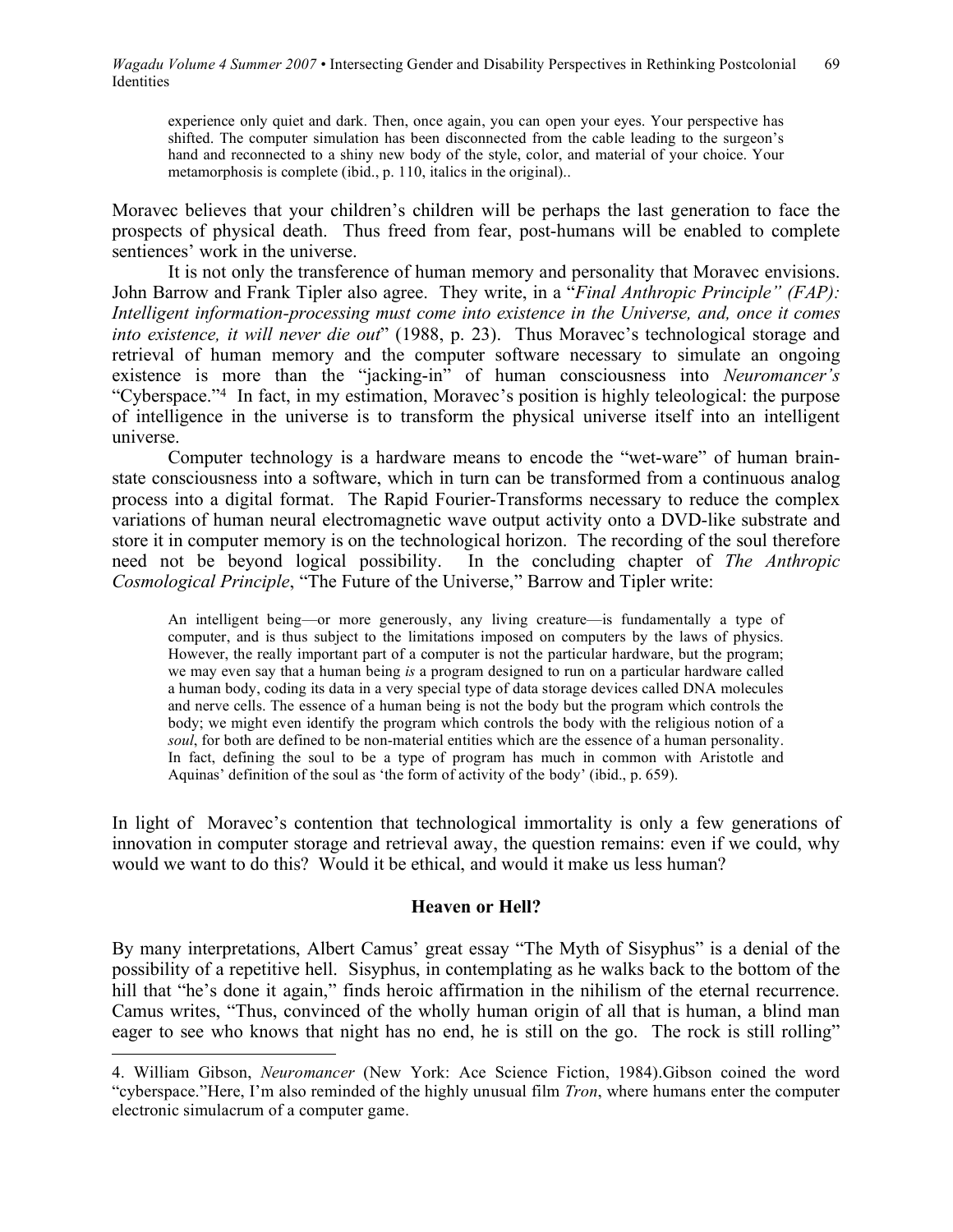> experience only quiet and dark. Then, once again, you can open your eyes. Your perspective has shifted. The computer simulation has been disconnected from the cable leading to the surgeon's hand and reconnected to a shiny new body of the style, color, and material of your choice. Your metamorphosis is complete (ibid., p. 110, italics in the original)..

Moravec believes that your children's children will be perhaps the last generation to face the prospects of physical death. Thus freed from fear, post-humans will be enabled to complete sentiences' work in the universe.

It is not only the transference of human memory and personality that Moravec envisions. John Barrow and Frank Tipler also agree. They write, in a "*Final Anthropic Principle" (FAP): Intelligent information-processing must come into existence in the Universe, and, once it comes into existence, it will never die out*" (1988, p. 23). Thus Moravec's technological storage and retrieval of human memory and the computer software necessary to simulate an ongoing existence is more than the "jacking-in" of human consciousness into *Neuromancer's* "Cyberspace."[4] In fact, in my estimation, Moravec's position is highly teleological: the purpose of intelligence in the universe is to transform the physical universe itself into an intelligent universe.

Computer technology is a hardware means to encode the "wet-ware" of human brain-state consciousness into a software, which in turn can be transformed from a continuous analog process into a digital format. The Rapid Fourier-Transforms necessary to reduce the complex variations of human neural electromagnetic wave output activity onto a DVD-like substrate and store it in computer memory is on the technological horizon. The recording of the soul therefore need not be beyond logical possibility. In the concluding chapter of *The Anthropic Cosmological Principle*, "The Future of the Universe," Barrow and Tipler write:

> An intelligent being—or more generously, any living creature—is fundamentally a type of computer, and is thus subject to the limitations imposed on computers by the laws of physics. However, the really important part of a computer is not the particular hardware, but the program; we may even say that a human being *is* a program designed to run on a particular hardware called a human body, coding its data in a very special type of data storage devices called DNA molecules and nerve cells. The essence of a human being is not the body but the program which controls the body; we might even identify the program which controls the body with the religious notion of a *soul*, for both are defined to be non-material entities which are the essence of a human personality. In fact, defining the soul to be a type of program has much in common with Aristotle and Aquinas' definition of the soul as 'the form of activity of the body' (ibid., p. 659).

In light of Moravec's contention that technological immortality is only a few generations of innovation in computer storage and retrieval away, the question remains: even if we could, why would we want to do this? Would it be ethical, and would it make us less human?

**Heaven or Hell?**

By many interpretations, Albert Camus' great essay "The Myth of Sisyphus" is a denial of the possibility of a repetitive hell. Sisyphus, in contemplating as he walks back to the bottom of the hill that "he's done it again," finds heroic affirmation in the nihilism of the eternal recurrence. Camus writes, "Thus, convinced of the wholly human origin of all that is human, a blind man eager to see who knows that night has no end, he is still on the go. The rock is still rolling"

---

4. William Gibson, *Neuromancer* (New York: Ace Science Fiction, 1984).Gibson coined the word "cyberspace."Here, I'm also reminded of the highly unusual film *Tron*, where humans enter the computer electronic simulacrum of a computer game.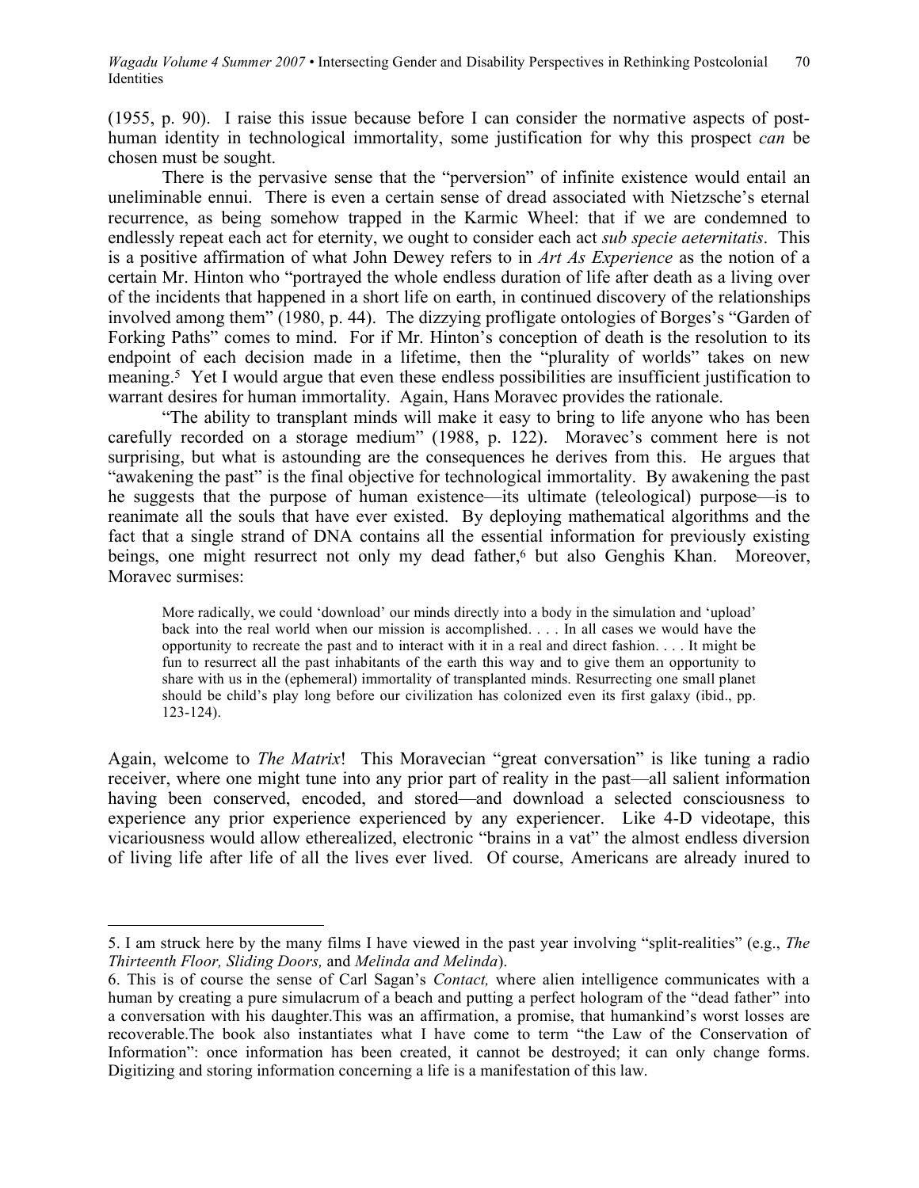(1955, p. 90). I raise this issue because before I can consider the normative aspects of post-human identity in technological immortality, some justification for why this prospect *can* be chosen must be sought.

There is the pervasive sense that the "perversion" of infinite existence would entail an uneliminable ennui. There is even a certain sense of dread associated with Nietzsche's eternal recurrence, as being somehow trapped in the Karmic Wheel: that if we are condemned to endlessly repeat each act for eternity, we ought to consider each act *sub specie aeternitatis*. This is a positive affirmation of what John Dewey refers to in *Art As Experience* as the notion of a certain Mr. Hinton who "portrayed the whole endless duration of life after death as a living over of the incidents that happened in a short life on earth, in continued discovery of the relationships involved among them" (1980, p. 44). The dizzying profligate ontologies of Borges's "Garden of Forking Paths" comes to mind. For if Mr. Hinton's conception of death is the resolution to its endpoint of each decision made in a lifetime, then the "plurality of worlds" takes on new meaning.[5] Yet I would argue that even these endless possibilities are insufficient justification to warrant desires for human immortality. Again, Hans Moravec provides the rationale.

"The ability to transplant minds will make it easy to bring to life anyone who has been carefully recorded on a storage medium" (1988, p. 122). Moravec's comment here is not surprising, but what is astounding are the consequences he derives from this. He argues that "awakening the past" is the final objective for technological immortality. By awakening the past he suggests that the purpose of human existence—its ultimate (teleological) purpose—is to reanimate all the souls that have ever existed. By deploying mathematical algorithms and the fact that a single strand of DNA contains all the essential information for previously existing beings, one might resurrect not only my dead father,[6] but also Genghis Khan. Moreover, Moravec surmises:

> More radically, we could 'download' our minds directly into a body in the simulation and 'upload' back into the real world when our mission is accomplished. . . . In all cases we would have the opportunity to recreate the past and to interact with it in a real and direct fashion. . . . It might be fun to resurrect all the past inhabitants of the earth this way and to give them an opportunity to share with us in the (ephemeral) immortality of transplanted minds. Resurrecting one small planet should be child's play long before our civilization has colonized even its first galaxy (ibid., pp. 123-124).

Again, welcome to *The Matrix*! This Moravecian "great conversation" is like tuning a radio receiver, where one might tune into any prior part of reality in the past—all salient information having been conserved, encoded, and stored—and download a selected consciousness to experience any prior experience experienced by any experiencer. Like 4-D videotape, this vicariousness would allow etherealized, electronic "brains in a vat" the almost endless diversion of living life after life of all the lives ever lived. Of course, Americans are already inured to

---

5. I am struck here by the many films I have viewed in the past year involving "split-realities" (e.g., *The Thirteenth Floor, Sliding Doors,* and *Melinda and Melinda*).

6. This is of course the sense of Carl Sagan's *Contact,* where alien intelligence communicates with a human by creating a pure simulacrum of a beach and putting a perfect hologram of the "dead father" into a conversation with his daughter.This was an affirmation, a promise, that humankind's worst losses are recoverable.The book also instantiates what I have come to term "the Law of the Conservation of Information": once information has been created, it cannot be destroyed; it can only change forms. Digitizing and storing information concerning a life is a manifestation of this law.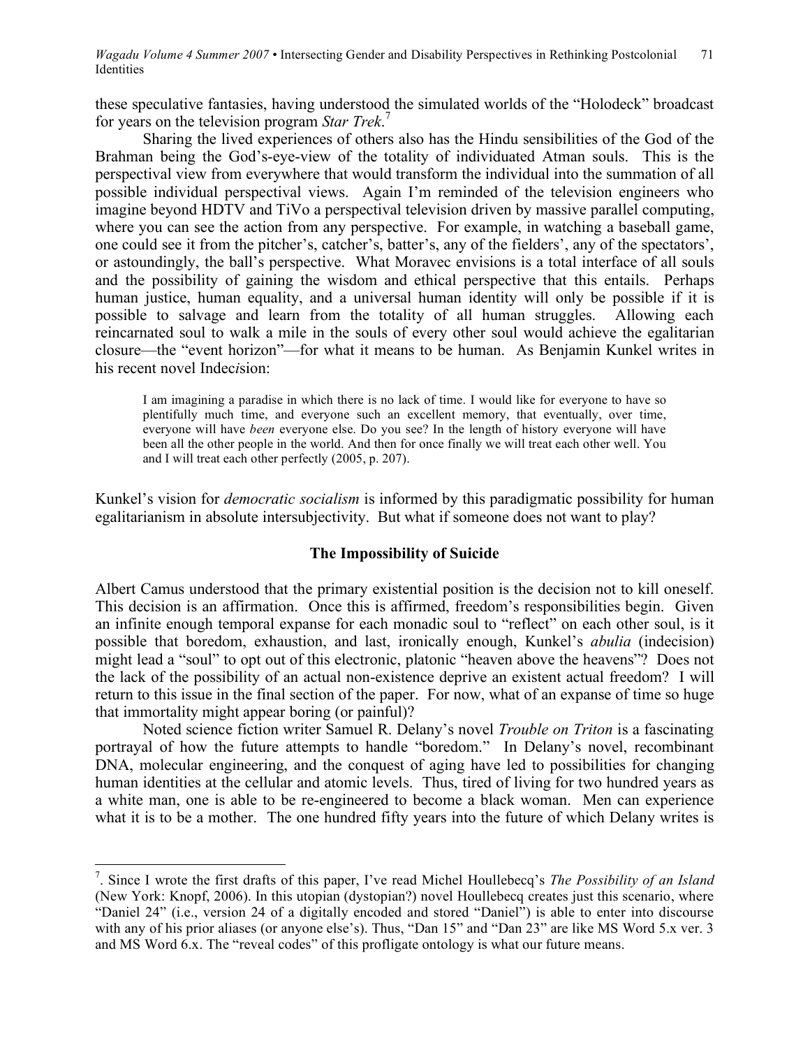these speculative fantasies, having understood the simulated worlds of the "Holodeck" broadcast for years on the television program *Star Trek*.[7]

Sharing the lived experiences of others also has the Hindu sensibilities of the God of the Brahman being the God's-eye-view of the totality of individuated Atman souls. This is the perspectival view from everywhere that would transform the individual into the summation of all possible individual perspectival views. Again I'm reminded of the television engineers who imagine beyond HDTV and TiVo a perspectival television driven by massive parallel computing, where you can see the action from any perspective. For example, in watching a baseball game, one could see it from the pitcher's, catcher's, batter's, any of the fielders', any of the spectators', or astoundingly, the ball's perspective. What Moravec envisions is a total interface of all souls and the possibility of gaining the wisdom and ethical perspective that this entails. Perhaps human justice, human equality, and a universal human identity will only be possible if it is possible to salvage and learn from the totality of all human struggles. Allowing each reincarnated soul to walk a mile in the souls of every other soul would achieve the egalitarian closure—the "event horizon"—for what it means to be human. As Benjamin Kunkel writes in his recent novel Indec*i*sion:

> I am imagining a paradise in which there is no lack of time. I would like for everyone to have so plentifully much time, and everyone such an excellent memory, that eventually, over time, everyone will have *been* everyone else. Do you see? In the length of history everyone will have been all the other people in the world. And then for once finally we will treat each other well. You and I will treat each other perfectly (2005, p. 207).

Kunkel's vision for *democratic socialism* is informed by this paradigmatic possibility for human egalitarianism in absolute intersubjectivity. But what if someone does not want to play?

### The Impossibility of Suicide

Albert Camus understood that the primary existential position is the decision not to kill oneself. This decision is an affirmation. Once this is affirmed, freedom's responsibilities begin. Given an infinite enough temporal expanse for each monadic soul to "reflect" on each other soul, is it possible that boredom, exhaustion, and last, ironically enough, Kunkel's *abulia* (indecision) might lead a "soul" to opt out of this electronic, platonic "heaven above the heavens"? Does not the lack of the possibility of an actual non-existence deprive an existent actual freedom? I will return to this issue in the final section of the paper. For now, what of an expanse of time so huge that immortality might appear boring (or painful)?

Noted science fiction writer Samuel R. Delany's novel *Trouble on Triton* is a fascinating portrayal of how the future attempts to handle "boredom." In Delany's novel, recombinant DNA, molecular engineering, and the conquest of aging have led to possibilities for changing human identities at the cellular and atomic levels. Thus, tired of living for two hundred years as a white man, one is able to be re-engineered to become a black woman. Men can experience what it is to be a mother. The one hundred fifty years into the future of which Delany writes is

---

[7]. Since I wrote the first drafts of this paper, I've read Michel Houllebecq's *The Possibility of an Island* (New York: Knopf, 2006). In this utopian (dystopian?) novel Houllebecq creates just this scenario, where "Daniel 24" (i.e., version 24 of a digitally encoded and stored "Daniel") is able to enter into discourse with any of his prior aliases (or anyone else's). Thus, "Dan 15" and "Dan 23" are like MS Word 5.x ver. 3 and MS Word 6.x. The "reveal codes" of this profligate ontology is what our future means.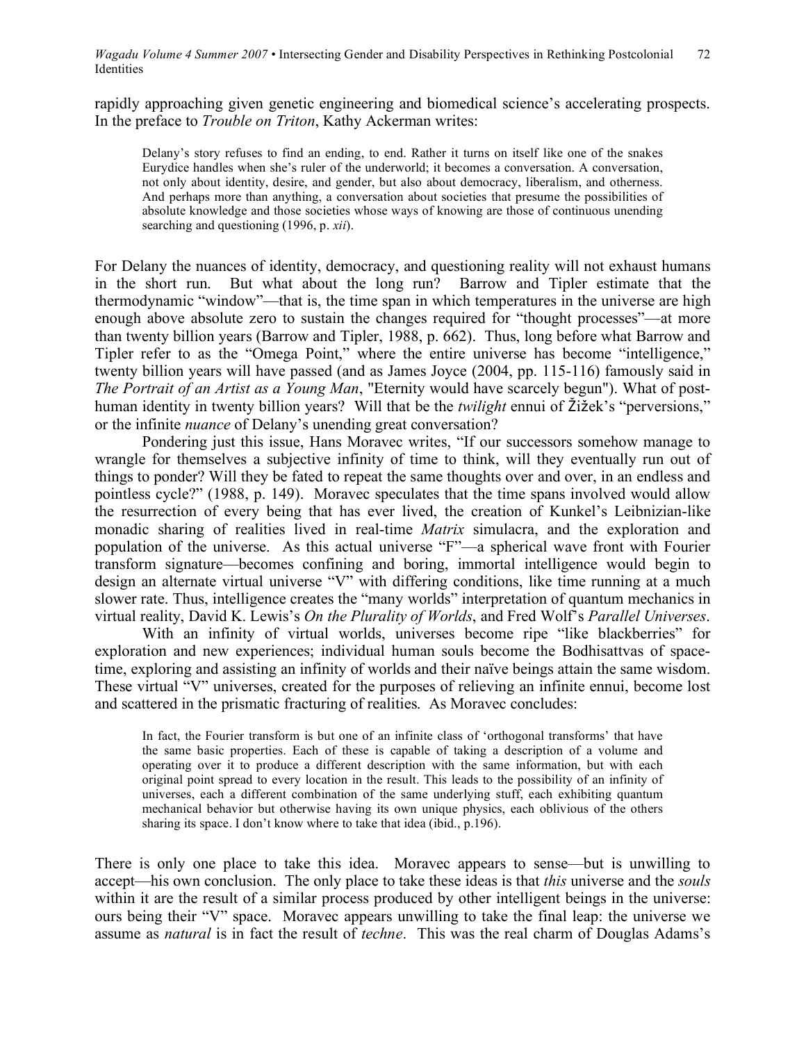rapidly approaching given genetic engineering and biomedical science's accelerating prospects. In the preface to *Trouble on Triton*, Kathy Ackerman writes:

> Delany's story refuses to find an ending, to end. Rather it turns on itself like one of the snakes Eurydice handles when she's ruler of the underworld; it becomes a conversation. A conversation, not only about identity, desire, and gender, but also about democracy, liberalism, and otherness. And perhaps more than anything, a conversation about societies that presume the possibilities of absolute knowledge and those societies whose ways of knowing are those of continuous unending searching and questioning (1996, p. *xii*).

For Delany the nuances of identity, democracy, and questioning reality will not exhaust humans in the short run. But what about the long run? Barrow and Tipler estimate that the thermodynamic "window"—that is, the time span in which temperatures in the universe are high enough above absolute zero to sustain the changes required for "thought processes"—at more than twenty billion years (Barrow and Tipler, 1988, p. 662). Thus, long before what Barrow and Tipler refer to as the "Omega Point," where the entire universe has become "intelligence," twenty billion years will have passed (and as James Joyce (2004, pp. 115-116) famously said in *The Portrait of an Artist as a Young Man*, "Eternity would have scarcely begun"). What of post-human identity in twenty billion years? Will that be the *twilight* ennui of Žižek's "perversions," or the infinite *nuance* of Delany's unending great conversation?

Pondering just this issue, Hans Moravec writes, "If our successors somehow manage to wrangle for themselves a subjective infinity of time to think, will they eventually run out of things to ponder? Will they be fated to repeat the same thoughts over and over, in an endless and pointless cycle?" (1988, p. 149). Moravec speculates that the time spans involved would allow the resurrection of every being that has ever lived, the creation of Kunkel's Leibnizian-like monadic sharing of realities lived in real-time *Matrix* simulacra, and the exploration and population of the universe. As this actual universe "F"—a spherical wave front with Fourier transform signature—becomes confining and boring, immortal intelligence would begin to design an alternate virtual universe "V" with differing conditions, like time running at a much slower rate. Thus, intelligence creates the "many worlds" interpretation of quantum mechanics in virtual reality, David K. Lewis's *On the Plurality of Worlds*, and Fred Wolf's *Parallel Universes*.

With an infinity of virtual worlds, universes become ripe "like blackberries" for exploration and new experiences; individual human souls become the Bodhisattvas of space-time, exploring and assisting an infinity of worlds and their naïve beings attain the same wisdom. These virtual "V" universes, created for the purposes of relieving an infinite ennui, become lost and scattered in the prismatic fracturing of realities. As Moravec concludes:

> In fact, the Fourier transform is but one of an infinite class of 'orthogonal transforms' that have the same basic properties. Each of these is capable of taking a description of a volume and operating over it to produce a different description with the same information, but with each original point spread to every location in the result. This leads to the possibility of an infinity of universes, each a different combination of the same underlying stuff, each exhibiting quantum mechanical behavior but otherwise having its own unique physics, each oblivious of the others sharing its space. I don't know where to take that idea (ibid., p.196).

There is only one place to take this idea. Moravec appears to sense—but is unwilling to accept—his own conclusion. The only place to take these ideas is that *this* universe and the *souls* within it are the result of a similar process produced by other intelligent beings in the universe: ours being their "V" space. Moravec appears unwilling to take the final leap: the universe we assume as *natural* is in fact the result of *techne*. This was the real charm of Douglas Adams's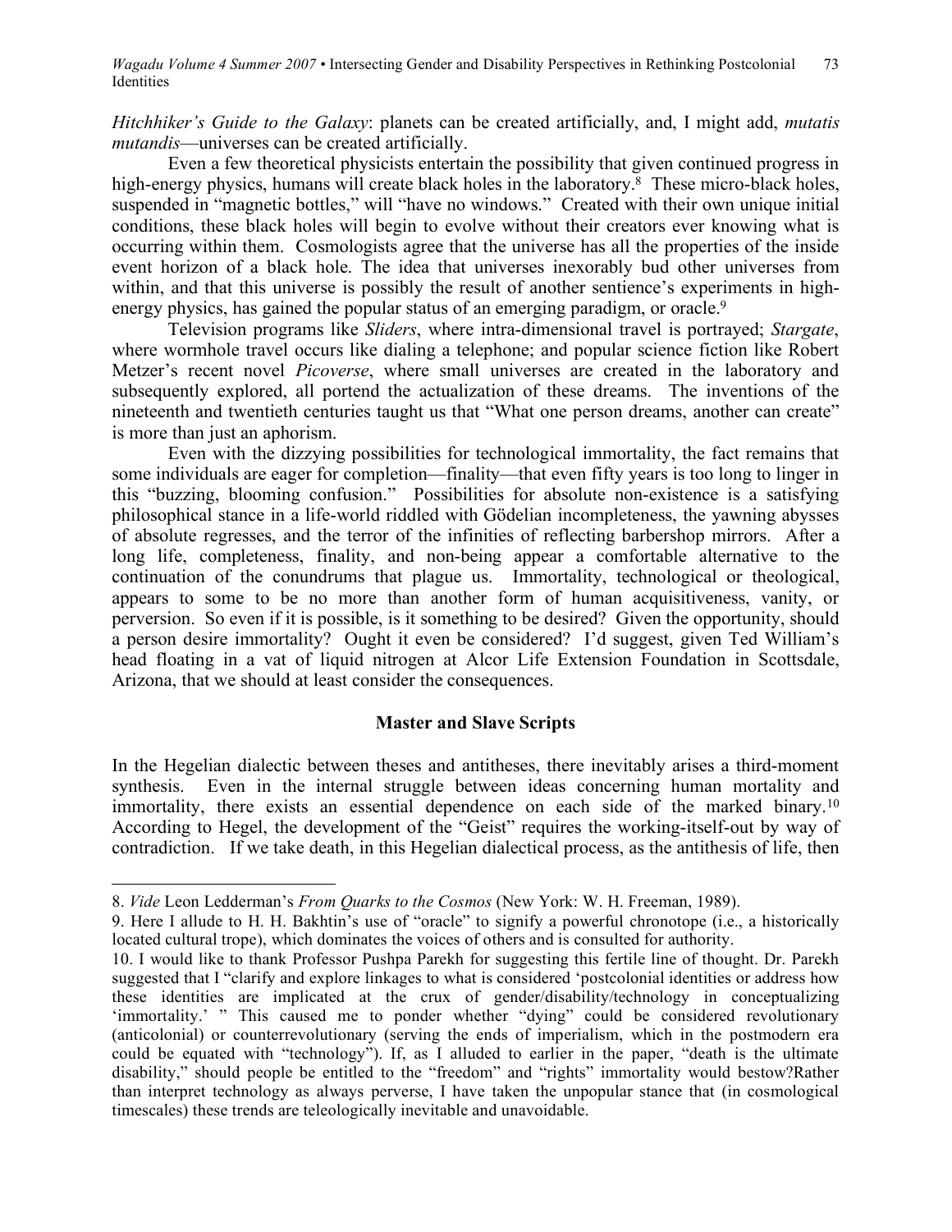*Hitchhiker's Guide to the Galaxy*: planets can be created artificially, and, I might add, *mutatis mutandis*—universes can be created artificially.

Even a few theoretical physicists entertain the possibility that given continued progress in high-energy physics, humans will create black holes in the laboratory.[8] These micro-black holes, suspended in "magnetic bottles," will "have no windows." Created with their own unique initial conditions, these black holes will begin to evolve without their creators ever knowing what is occurring within them. Cosmologists agree that the universe has all the properties of the inside event horizon of a black hole. The idea that universes inexorably bud other universes from within, and that this universe is possibly the result of another sentience's experiments in high-energy physics, has gained the popular status of an emerging paradigm, or oracle.[9]

Television programs like *Sliders*, where intra-dimensional travel is portrayed; *Stargate*, where wormhole travel occurs like dialing a telephone; and popular science fiction like Robert Metzer's recent novel *Picoverse*, where small universes are created in the laboratory and subsequently explored, all portend the actualization of these dreams. The inventions of the nineteenth and twentieth centuries taught us that "What one person dreams, another can create" is more than just an aphorism.

Even with the dizzying possibilities for technological immortality, the fact remains that some individuals are eager for completion—finality—that even fifty years is too long to linger in this "buzzing, blooming confusion." Possibilities for absolute non-existence is a satisfying philosophical stance in a life-world riddled with Gödelian incompleteness, the yawning abysses of absolute regresses, and the terror of the infinities of reflecting barbershop mirrors. After a long life, completeness, finality, and non-being appear a comfortable alternative to the continuation of the conundrums that plague us. Immortality, technological or theological, appears to some to be no more than another form of human acquisitiveness, vanity, or perversion. So even if it is possible, is it something to be desired? Given the opportunity, should a person desire immortality? Ought it even be considered? I'd suggest, given Ted William's head floating in a vat of liquid nitrogen at Alcor Life Extension Foundation in Scottsdale, Arizona, that we should at least consider the consequences.

## Master and Slave Scripts

In the Hegelian dialectic between theses and antitheses, there inevitably arises a third-moment synthesis. Even in the internal struggle between ideas concerning human mortality and immortality, there exists an essential dependence on each side of the marked binary.[10] According to Hegel, the development of the "Geist" requires the working-itself-out by way of contradiction. If we take death, in this Hegelian dialectical process, as the antithesis of life, then

---

8. *Vide* Leon Ledderman's *From Quarks to the Cosmos* (New York: W. H. Freeman, 1989).

9. Here I allude to H. H. Bakhtin's use of "oracle" to signify a powerful chronotope (i.e., a historically located cultural trope), which dominates the voices of others and is consulted for authority.

10. I would like to thank Professor Pushpa Parekh for suggesting this fertile line of thought. Dr. Parekh suggested that I "clarify and explore linkages to what is considered 'postcolonial identities or address how these identities are implicated at the crux of gender/disability/technology in conceptualizing 'immortality.' " This caused me to ponder whether "dying" could be considered revolutionary (anticolonial) or counterrevolutionary (serving the ends of imperialism, which in the postmodern era could be equated with "technology"). If, as I alluded to earlier in the paper, "death is the ultimate disability," should people be entitled to the "freedom" and "rights" immortality would bestow?Rather than interpret technology as always perverse, I have taken the unpopular stance that (in cosmological timescales) these trends are teleologically inevitable and unavoidable.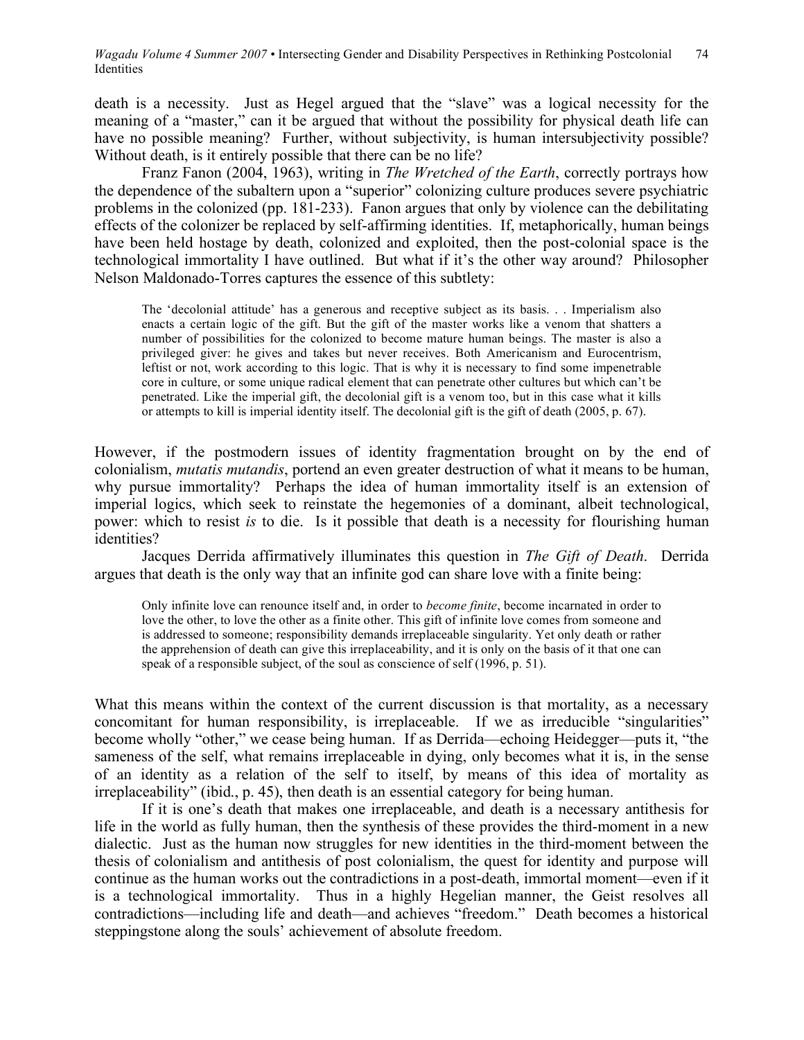death is a necessity. Just as Hegel argued that the "slave" was a logical necessity for the meaning of a "master," can it be argued that without the possibility for physical death life can have no possible meaning? Further, without subjectivity, is human intersubjectivity possible? Without death, is it entirely possible that there can be no life?

Franz Fanon (2004, 1963), writing in *The Wretched of the Earth*, correctly portrays how the dependence of the subaltern upon a "superior" colonizing culture produces severe psychiatric problems in the colonized (pp. 181-233). Fanon argues that only by violence can the debilitating effects of the colonizer be replaced by self-affirming identities. If, metaphorically, human beings have been held hostage by death, colonized and exploited, then the post-colonial space is the technological immortality I have outlined. But what if it's the other way around? Philosopher Nelson Maldonado-Torres captures the essence of this subtlety:

> The 'decolonial attitude' has a generous and receptive subject as its basis. . . Imperialism also enacts a certain logic of the gift. But the gift of the master works like a venom that shatters a number of possibilities for the colonized to become mature human beings. The master is also a privileged giver: he gives and takes but never receives. Both Americanism and Eurocentrism, leftist or not, work according to this logic. That is why it is necessary to find some impenetrable core in culture, or some unique radical element that can penetrate other cultures but which can't be penetrated. Like the imperial gift, the decolonial gift is a venom too, but in this case what it kills or attempts to kill is imperial identity itself. The decolonial gift is the gift of death (2005, p. 67).

However, if the postmodern issues of identity fragmentation brought on by the end of colonialism, *mutatis mutandis*, portend an even greater destruction of what it means to be human, why pursue immortality? Perhaps the idea of human immortality itself is an extension of imperial logics, which seek to reinstate the hegemonies of a dominant, albeit technological, power: which to resist *is* to die. Is it possible that death is a necessity for flourishing human identities?

Jacques Derrida affirmatively illuminates this question in *The Gift of Death*. Derrida argues that death is the only way that an infinite god can share love with a finite being:

> Only infinite love can renounce itself and, in order to *become finite*, become incarnated in order to love the other, to love the other as a finite other. This gift of infinite love comes from someone and is addressed to someone; responsibility demands irreplaceable singularity. Yet only death or rather the apprehension of death can give this irreplaceability, and it is only on the basis of it that one can speak of a responsible subject, of the soul as conscience of self (1996, p. 51).

What this means within the context of the current discussion is that mortality, as a necessary concomitant for human responsibility, is irreplaceable. If we as irreducible "singularities" become wholly "other," we cease being human. If as Derrida—echoing Heidegger—puts it, "the sameness of the self, what remains irreplaceable in dying, only becomes what it is, in the sense of an identity as a relation of the self to itself, by means of this idea of mortality as irreplaceability" (ibid., p. 45), then death is an essential category for being human.

If it is one's death that makes one irreplaceable, and death is a necessary antithesis for life in the world as fully human, then the synthesis of these provides the third-moment in a new dialectic. Just as the human now struggles for new identities in the third-moment between the thesis of colonialism and antithesis of post colonialism, the quest for identity and purpose will continue as the human works out the contradictions in a post-death, immortal moment—even if it is a technological immortality. Thus in a highly Hegelian manner, the Geist resolves all contradictions—including life and death—and achieves "freedom." Death becomes a historical steppingstone along the souls' achievement of absolute freedom.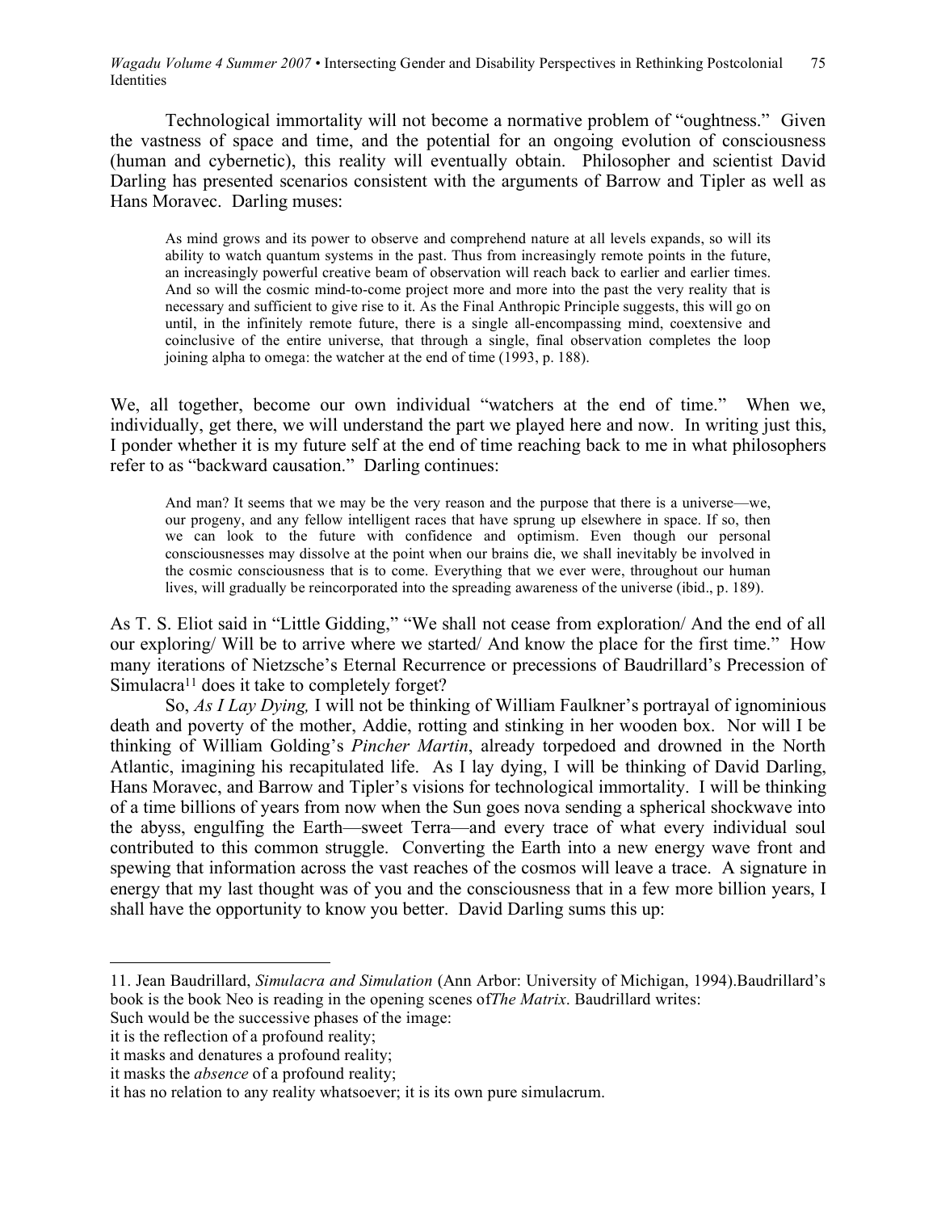Technological immortality will not become a normative problem of "oughtness." Given the vastness of space and time, and the potential for an ongoing evolution of consciousness (human and cybernetic), this reality will eventually obtain. Philosopher and scientist David Darling has presented scenarios consistent with the arguments of Barrow and Tipler as well as Hans Moravec. Darling muses:

> As mind grows and its power to observe and comprehend nature at all levels expands, so will its ability to watch quantum systems in the past. Thus from increasingly remote points in the future, an increasingly powerful creative beam of observation will reach back to earlier and earlier times. And so will the cosmic mind-to-come project more and more into the past the very reality that is necessary and sufficient to give rise to it. As the Final Anthropic Principle suggests, this will go on until, in the infinitely remote future, there is a single all-encompassing mind, coextensive and coinclusive of the entire universe, that through a single, final observation completes the loop joining alpha to omega: the watcher at the end of time (1993, p. 188).

We, all together, become our own individual "watchers at the end of time." When we, individually, get there, we will understand the part we played here and now. In writing just this, I ponder whether it is my future self at the end of time reaching back to me in what philosophers refer to as "backward causation." Darling continues:

> And man? It seems that we may be the very reason and the purpose that there is a universe—we, our progeny, and any fellow intelligent races that have sprung up elsewhere in space. If so, then we can look to the future with confidence and optimism. Even though our personal consciousnesses may dissolve at the point when our brains die, we shall inevitably be involved in the cosmic consciousness that is to come. Everything that we ever were, throughout our human lives, will gradually be reincorporated into the spreading awareness of the universe (ibid., p. 189).

As T. S. Eliot said in "Little Gidding," "We shall not cease from exploration/ And the end of all our exploring/ Will be to arrive where we started/ And know the place for the first time." How many iterations of Nietzsche's Eternal Recurrence or precessions of Baudrillard's Precession of Simulacra[11] does it take to completely forget?

So, *As I Lay Dying,* I will not be thinking of William Faulkner's portrayal of ignominious death and poverty of the mother, Addie, rotting and stinking in her wooden box. Nor will I be thinking of William Golding's *Pincher Martin*, already torpedoed and drowned in the North Atlantic, imagining his recapitulated life. As I lay dying, I will be thinking of David Darling, Hans Moravec, and Barrow and Tipler's visions for technological immortality. I will be thinking of a time billions of years from now when the Sun goes nova sending a spherical shockwave into the abyss, engulfing the Earth—sweet Terra—and every trace of what every individual soul contributed to this common struggle. Converting the Earth into a new energy wave front and spewing that information across the vast reaches of the cosmos will leave a trace. A signature in energy that my last thought was of you and the consciousness that in a few more billion years, I shall have the opportunity to know you better. David Darling sums this up:

---

11. Jean Baudrillard, *Simulacra and Simulation* (Ann Arbor: University of Michigan, 1994).Baudrillard's book is the book Neo is reading in the opening scenes of*The Matrix*. Baudrillard writes:
Such would be the successive phases of the image:
it is the reflection of a profound reality;
it masks and denatures a profound reality;
it masks the *absence* of a profound reality;
it has no relation to any reality whatsoever; it is its own pure simulacrum.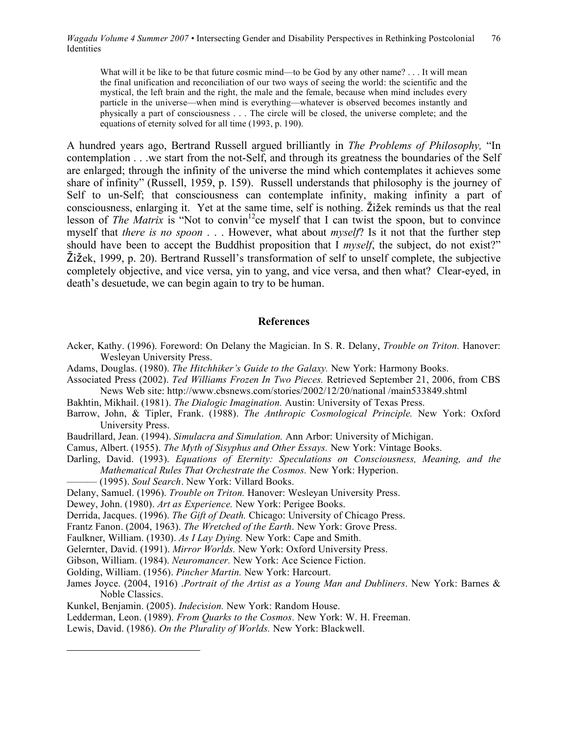> What will it be like to be that future cosmic mind—to be God by any other name? . . . It will mean the final unification and reconciliation of our two ways of seeing the world: the scientific and the mystical, the left brain and the right, the male and the female, because when mind includes every particle in the universe—when mind is everything—whatever is observed becomes instantly and physically a part of consciousness . . . The circle will be closed, the universe complete; and the equations of eternity solved for all time (1993, p. 190).

A hundred years ago, Bertrand Russell argued brilliantly in *The Problems of Philosophy,* "In contemplation . . .we start from the not-Self, and through its greatness the boundaries of the Self are enlarged; through the infinity of the universe the mind which contemplates it achieves some share of infinity" (Russell, 1959, p. 159). Russell understands that philosophy is the journey of Self to un-Self; that consciousness can contemplate infinity, making infinity a part of consciousness, enlarging it. Yet at the same time, self is nothing. Žižek reminds us that the real lesson of *The Matrix* is "Not to convin[12]ce myself that I can twist the spoon, but to convince myself that *there is no spoon* . . . However, what about *myself*? Is it not that the further step should have been to accept the Buddhist proposition that I *myself*, the subject, do not exist?" Žižek, 1999, p. 20). Bertrand Russell's transformation of self to unself complete, the subjective completely objective, and vice versa, yin to yang, and vice versa, and then what? Clear-eyed, in death's desuetude, we can begin again to try to be human.

## References

Acker, Kathy. (1996). Foreword: On Delany the Magician. In S. R. Delany, *Trouble on Triton.* Hanover: Wesleyan University Press.

Adams, Douglas. (1980). *The Hitchhiker's Guide to the Galaxy.* New York: Harmony Books.

Associated Press (2002). *Ted Williams Frozen In Two Pieces.* Retrieved September 21, 2006, from CBS News Web site: http://www.cbsnews.com/stories/2002/12/20/national /main533849.shtml

Bakhtin, Mikhail. (1981). *The Dialogic Imagination.* Austin: University of Texas Press.

Barrow, John, & Tipler, Frank. (1988). *The Anthropic Cosmological Principle.* New York: Oxford University Press.

Baudrillard, Jean. (1994). *Simulacra and Simulation.* Ann Arbor: University of Michigan.

Camus, Albert. (1955). *The Myth of Sisyphus and Other Essays.* New York: Vintage Books.

Darling, David. (1993). *Equations of Eternity: Speculations on Consciousness, Meaning, and the Mathematical Rules That Orchestrate the Cosmos.* New York: Hyperion.

——— (1995). *Soul Search*. New York: Villard Books.

Delany, Samuel. (1996). *Trouble on Triton.* Hanover: Wesleyan University Press.

Dewey, John. (1980). *Art as Experience.* New York: Perigee Books.

Derrida, Jacques. (1996). *The Gift of Death.* Chicago: University of Chicago Press.

Frantz Fanon. (2004, 1963). *The Wretched of the Earth*. New York: Grove Press.

Faulkner, William. (1930). *As I Lay Dying.* New York: Cape and Smith.

Gelernter, David. (1991). *Mirror Worlds.* New York: Oxford University Press.

Gibson, William. (1984). *Neuromancer.* New York: Ace Science Fiction.

Golding, William. (1956). *Pincher Martin.* New York: Harcourt.

James Joyce. (2004, 1916) .*Portrait of the Artist as a Young Man and Dubliners*. New York: Barnes & Noble Classics.

Kunkel, Benjamin. (2005). *Indecision.* New York: Random House.

Ledderman, Leon. (1989). *From Quarks to the Cosmos.* New York: W. H. Freeman.

Lewis, David. (1986). *On the Plurality of Worlds.* New York: Blackwell.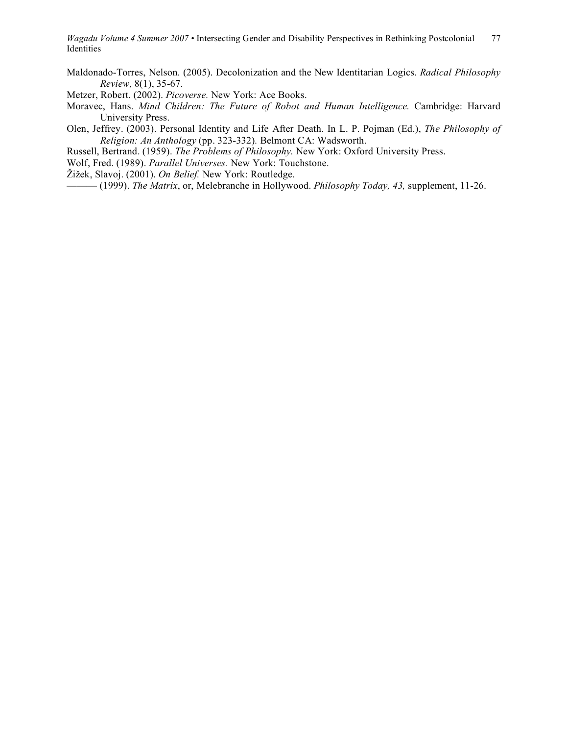Maldonado-Torres, Nelson. (2005). Decolonization and the New Identitarian Logics. *Radical Philosophy Review,* 8(1), 35-67.

Metzer, Robert. (2002). *Picoverse.* New York: Ace Books.

Moravec, Hans. *Mind Children: The Future of Robot and Human Intelligence.* Cambridge: Harvard University Press.

Olen, Jeffrey. (2003). Personal Identity and Life After Death. In L. P. Pojman (Ed.), *The Philosophy of Religion: An Anthology* (pp. 323-332)*.* Belmont CA: Wadsworth.

Russell, Bertrand. (1959). *The Problems of Philosophy.* New York: Oxford University Press.

Wolf, Fred. (1989). *Parallel Universes.* New York: Touchstone.

Žižek, Slavoj. (2001). *On Belief.* New York: Routledge.

——— (1999). *The Matrix*, or, Melebranche in Hollywood. *Philosophy Today, 43,* supplement, 11-26.